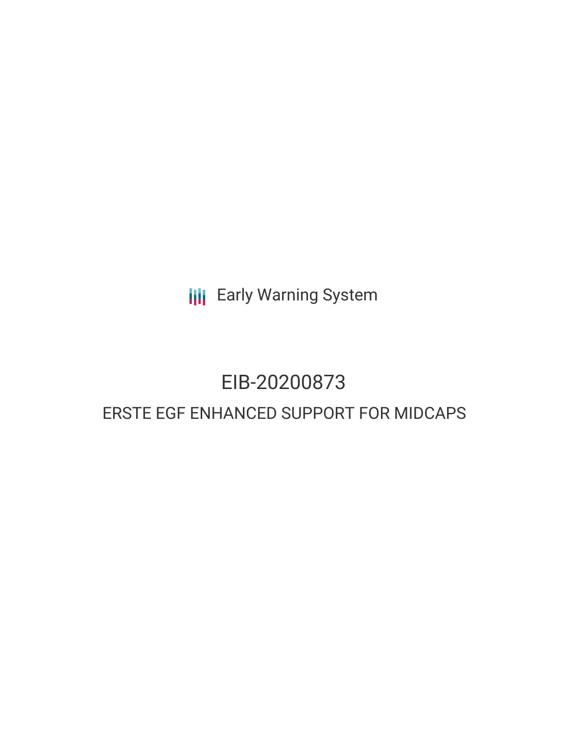Early Warning System

# EIB-20200873

## ERSTE EGF ENHANCED SUPPORT FOR MIDCAPS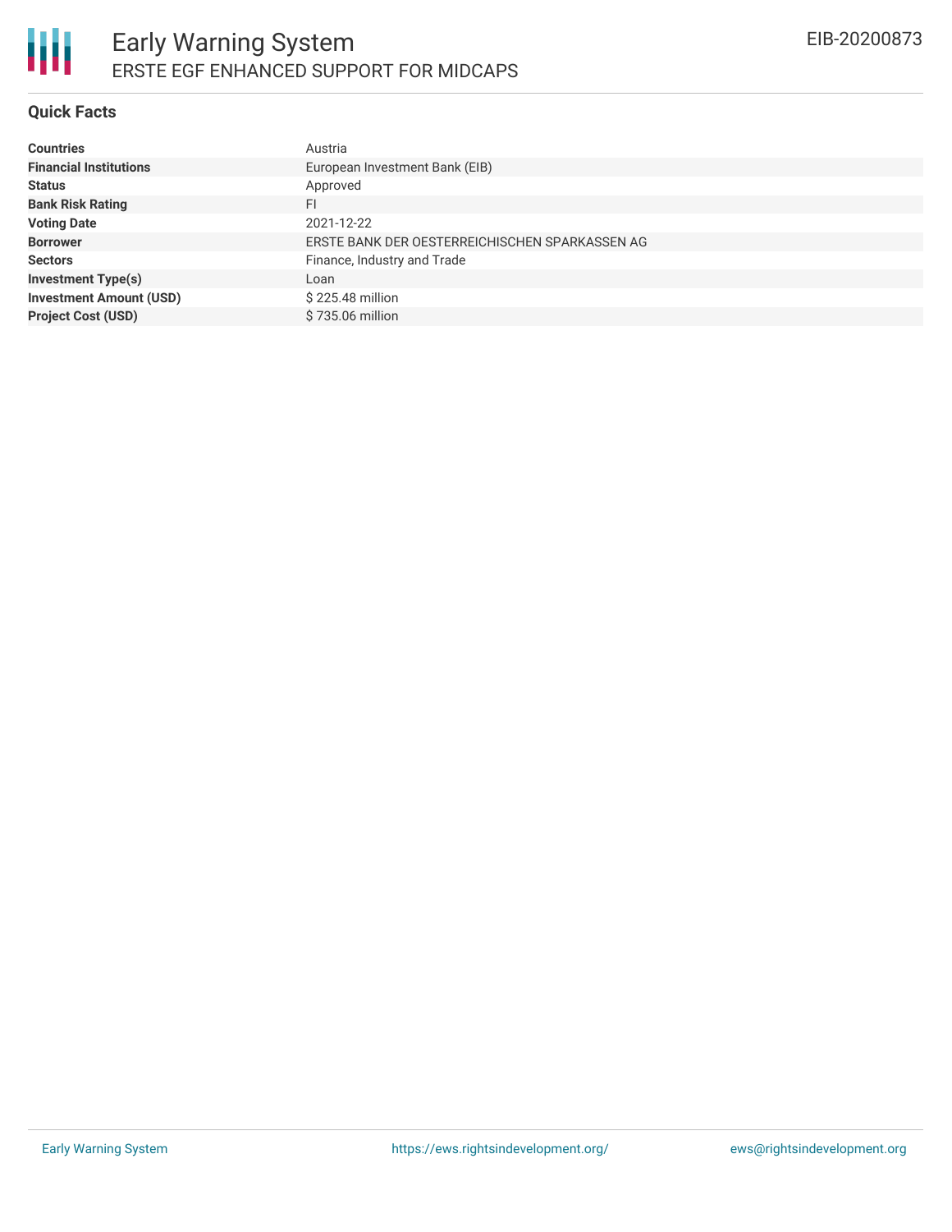# Early Warning System

## ERSTE EGF ENHANCED SUPPORT FOR MIDCAPS

EIB-20200873

### Quick Facts

| | |
|---|---|
| **Countries** | Austria |
| **Financial Institutions** | European Investment Bank (EIB) |
| **Status** | Approved |
| **Bank Risk Rating** | FI |
| **Voting Date** | 2021-12-22 |
| **Borrower** | ERSTE BANK DER OESTERREICHISCHEN SPARKASSEN AG |
| **Sectors** | Finance, Industry and Trade |
| **Investment Type(s)** | Loan |
| **Investment Amount (USD)** | $ 225.48 million |
| **Project Cost (USD)** | $ 735.06 million |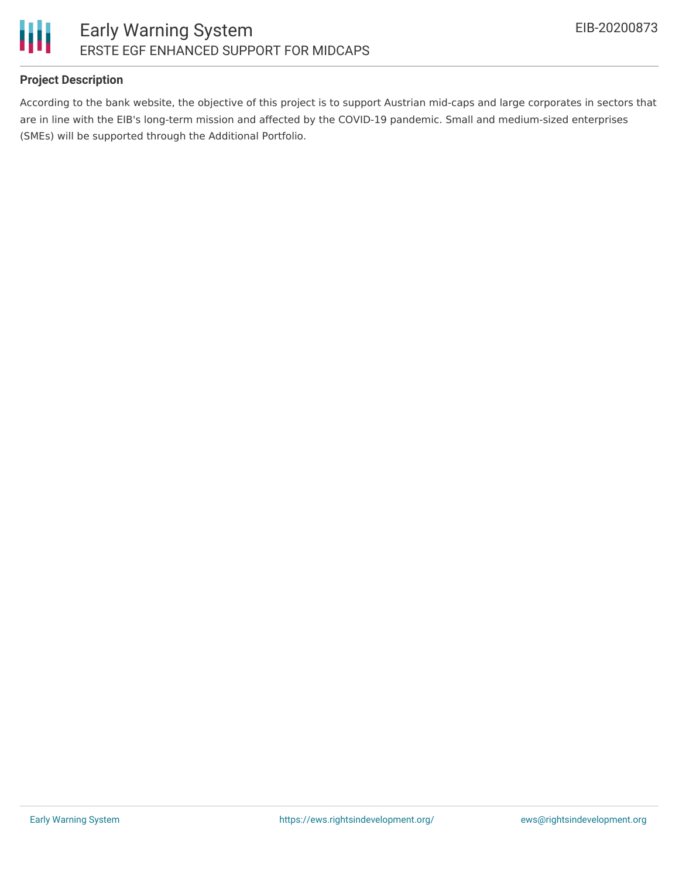### Project Description

According to the bank website, the objective of this project is to support Austrian mid-caps and large corporates in sectors that are in line with the EIB's long-term mission and affected by the COVID-19 pandemic. Small and medium-sized enterprises (SMEs) will be supported through the Additional Portfolio.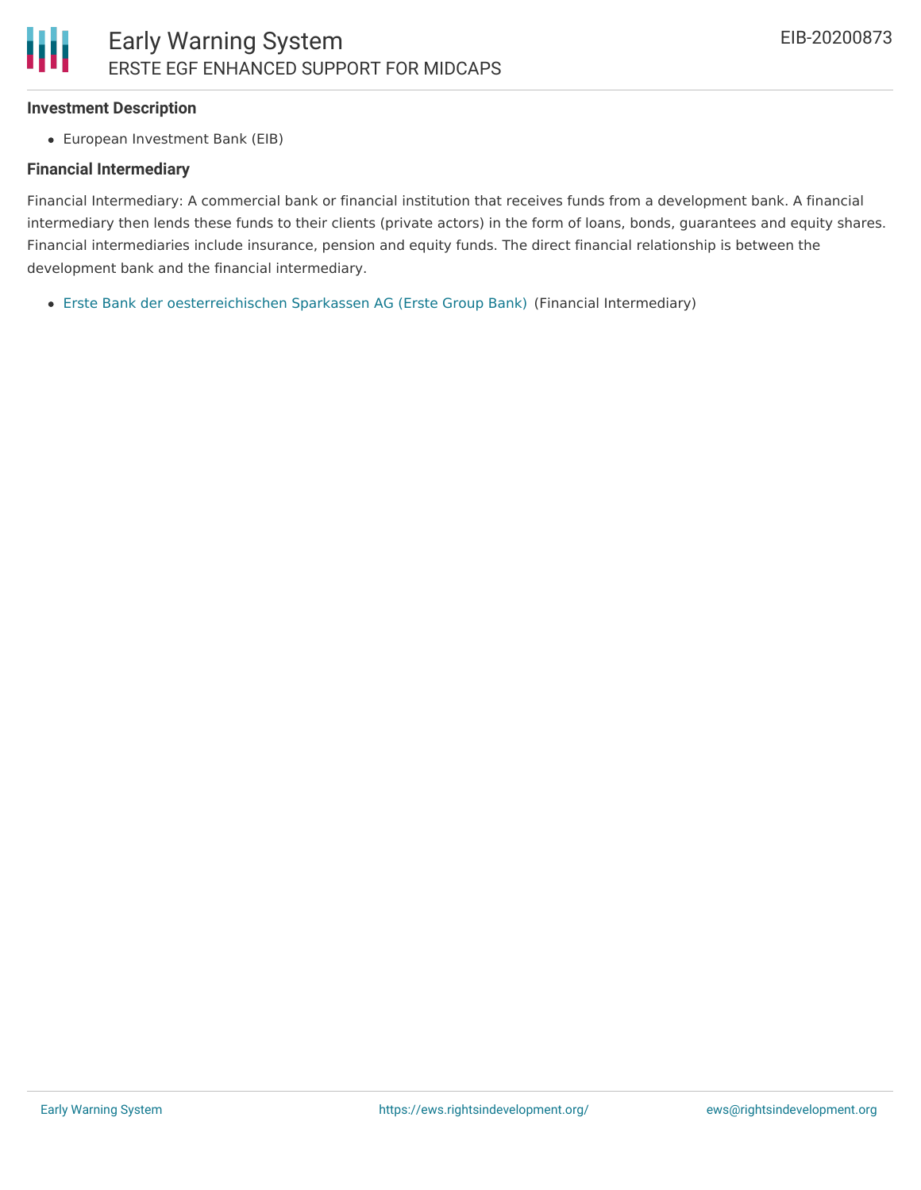### Investment Description

- European Investment Bank (EIB)

### Financial Intermediary

Financial Intermediary: A commercial bank or financial institution that receives funds from a development bank. A financial intermediary then lends these funds to their clients (private actors) in the form of loans, bonds, guarantees and equity shares. Financial intermediaries include insurance, pension and equity funds. The direct financial relationship is between the development bank and the financial intermediary.

- Erste Bank der oesterreichischen Sparkassen AG (Erste Group Bank) (Financial Intermediary)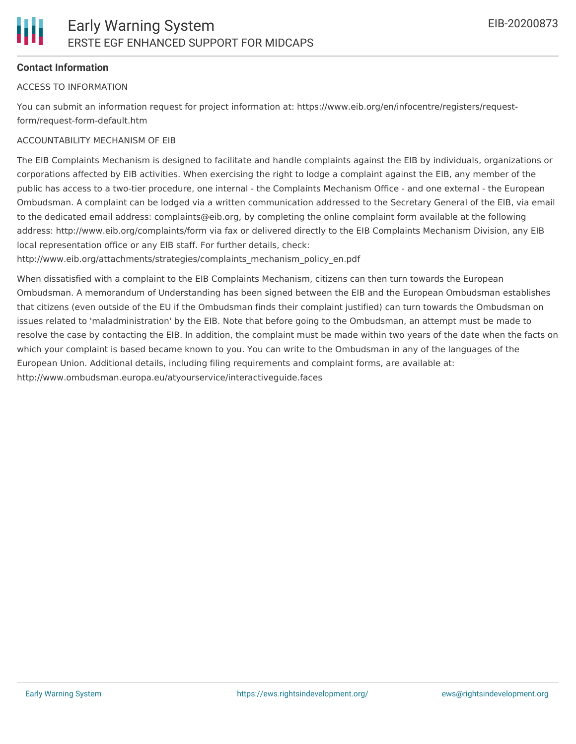**Contact Information**

ACCESS TO INFORMATION

You can submit an information request for project information at: https://www.eib.org/en/infocentre/registers/request-form/request-form-default.htm

ACCOUNTABILITY MECHANISM OF EIB

The EIB Complaints Mechanism is designed to facilitate and handle complaints against the EIB by individuals, organizations or corporations affected by EIB activities. When exercising the right to lodge a complaint against the EIB, any member of the public has access to a two-tier procedure, one internal - the Complaints Mechanism Office - and one external - the European Ombudsman. A complaint can be lodged via a written communication addressed to the Secretary General of the EIB, via email to the dedicated email address: complaints@eib.org, by completing the online complaint form available at the following address: http://www.eib.org/complaints/form via fax or delivered directly to the EIB Complaints Mechanism Division, any EIB local representation office or any EIB staff. For further details, check: http://www.eib.org/attachments/strategies/complaints_mechanism_policy_en.pdf

When dissatisfied with a complaint to the EIB Complaints Mechanism, citizens can then turn towards the European Ombudsman. A memorandum of Understanding has been signed between the EIB and the European Ombudsman establishes that citizens (even outside of the EU if the Ombudsman finds their complaint justified) can turn towards the Ombudsman on issues related to 'maladministration' by the EIB. Note that before going to the Ombudsman, an attempt must be made to resolve the case by contacting the EIB. In addition, the complaint must be made within two years of the date when the facts on which your complaint is based became known to you. You can write to the Ombudsman in any of the languages of the European Union. Additional details, including filing requirements and complaint forms, are available at: http://www.ombudsman.europa.eu/atyourservice/interactiveguide.faces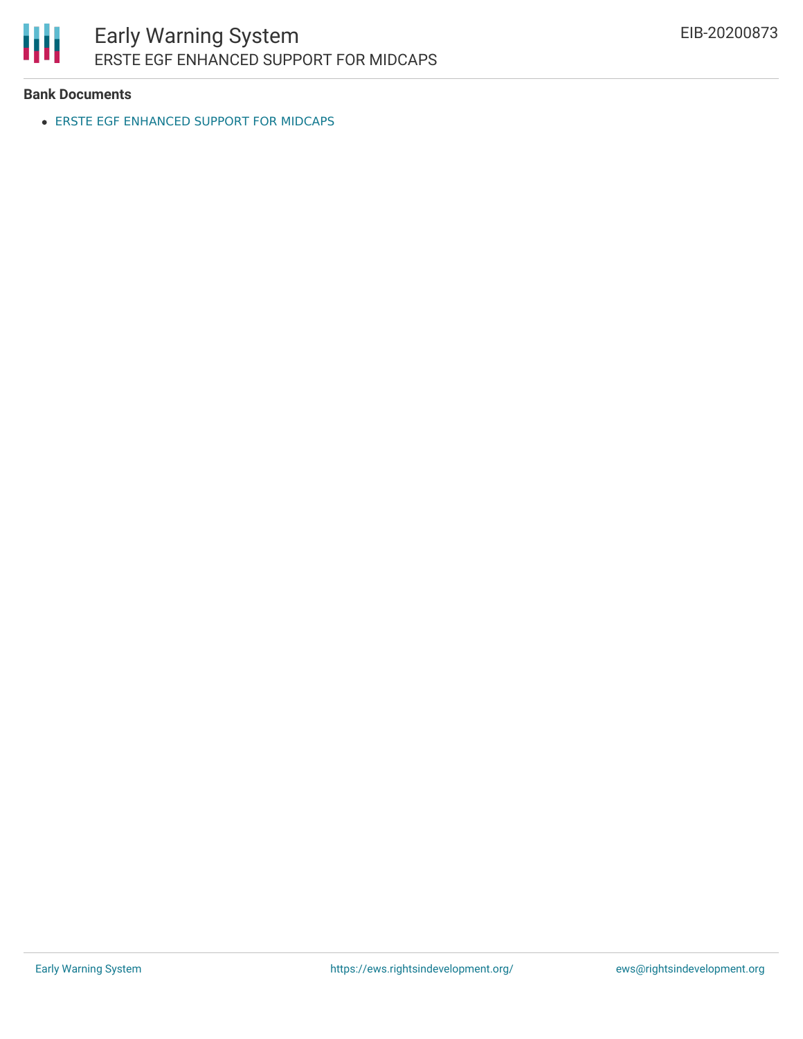**Bank Documents**

- ERSTE EGF ENHANCED SUPPORT FOR MIDCAPS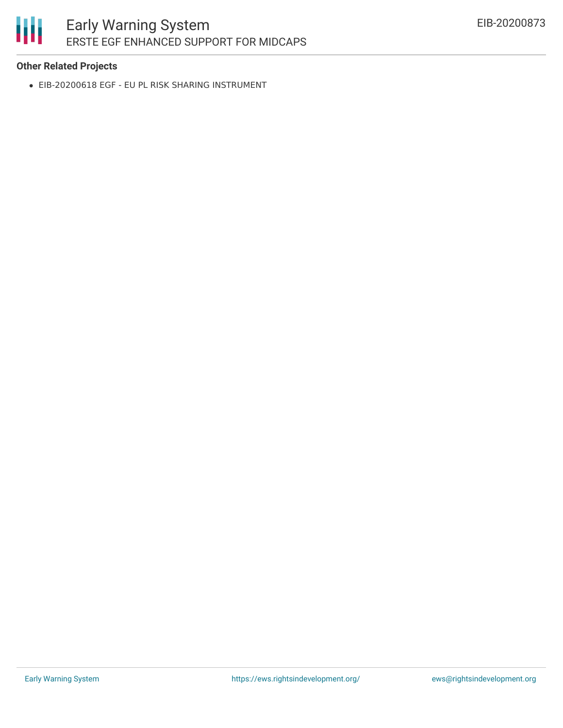**Other Related Projects**

- EIB-20200618 EGF - EU PL RISK SHARING INSTRUMENT